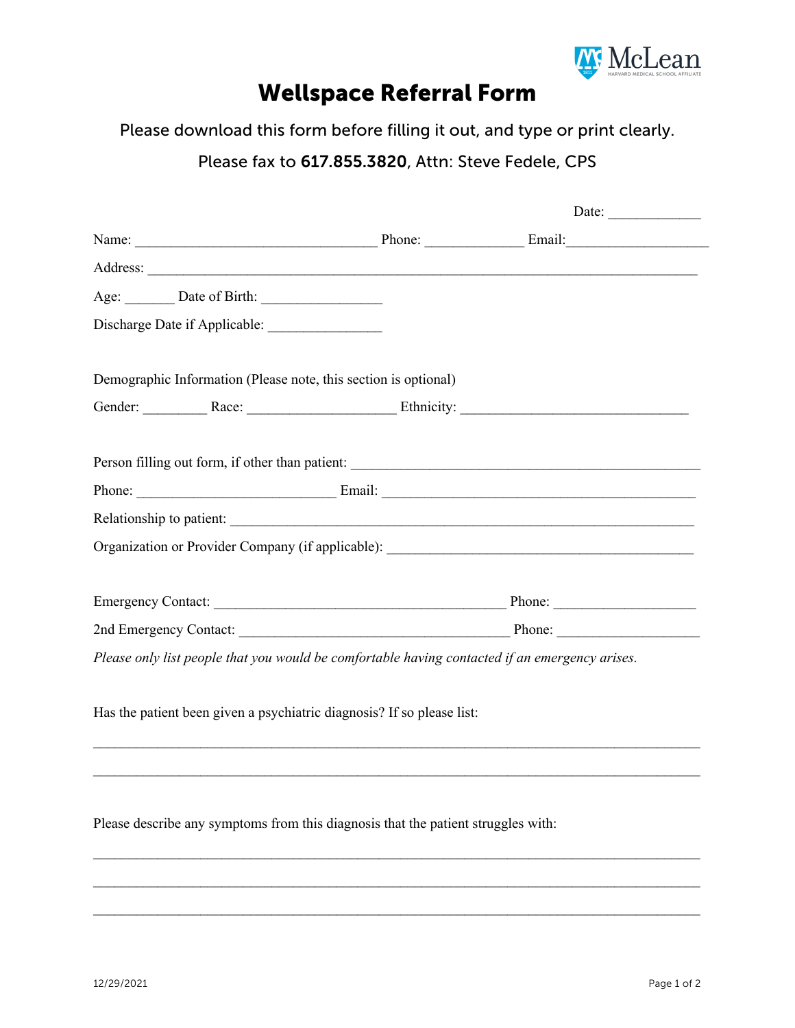# Wellspace Referral Form

Please download this form before filling it out, and type or print clearly.

Please fax to **617.855.3820**, Attn: Steve Fedele, CPS

Date: _____________

Name: _________________________________ Phone: _____________ Email:___________________

Address: ___________________________________________________________________________

Age: _______ Date of Birth: ________________

Discharge Date if Applicable: _______________

Demographic Information (Please note, this section is optional)

Gender: _________ Race: ____________________ Ethnicity: _______________________________

Person filling out form, if other than patient: _______________________________________________

Phone: ___________________________ Email: ___________________________________________

Relationship to patient: _______________________________________________________________

Organization or Provider Company (if applicable): __________________________________________

Emergency Contact: ________________________________________ Phone: ___________________

2nd Emergency Contact: ____________________________________ Phone: ___________________

*Please only list people that you would be comfortable having contacted if an emergency arises.*

Has the patient been given a psychiatric diagnosis? If so please list:

___________________________________________________________________________________

___________________________________________________________________________________

Please describe any symptoms from this diagnosis that the patient struggles with:

___________________________________________________________________________________

___________________________________________________________________________________

___________________________________________________________________________________

12/29/2021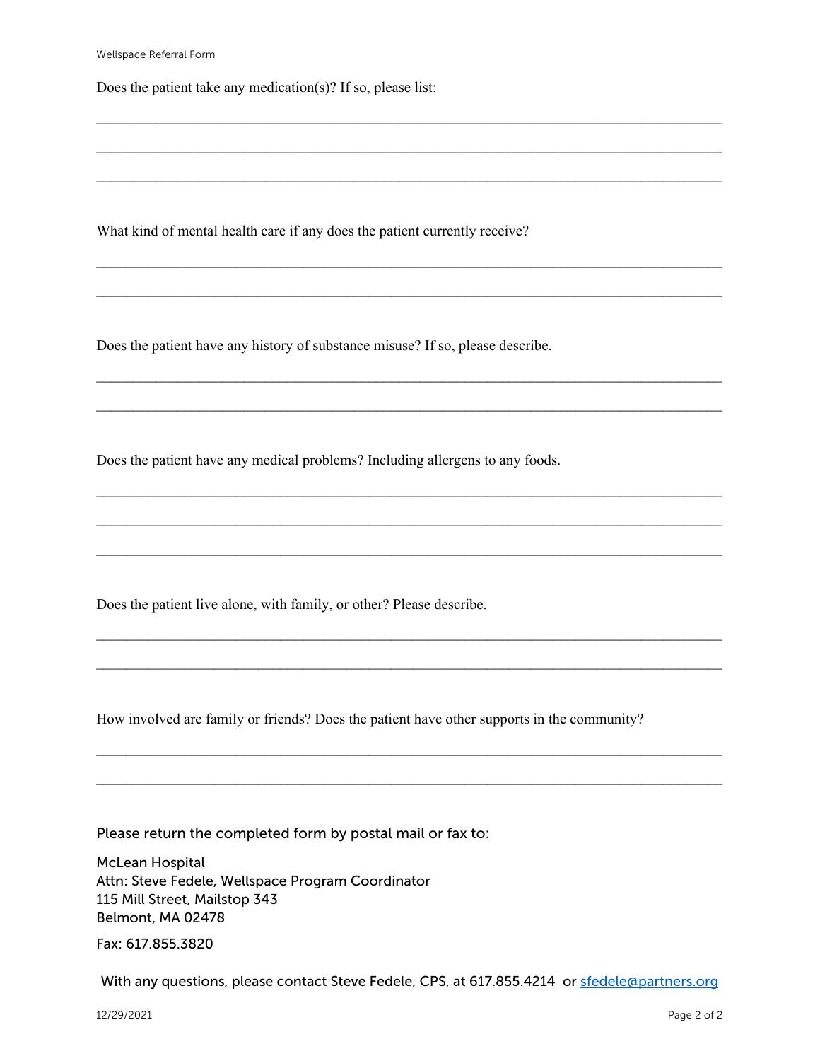Does the patient take any medication(s)? If so, please list:

_______________________________________________________________________________

_______________________________________________________________________________

_______________________________________________________________________________

What kind of mental health care if any does the patient currently receive?

_______________________________________________________________________________

_______________________________________________________________________________

Does the patient have any history of substance misuse? If so, please describe.

_______________________________________________________________________________

_______________________________________________________________________________

Does the patient have any medical problems? Including allergens to any foods.

_______________________________________________________________________________

_______________________________________________________________________________

_______________________________________________________________________________

Does the patient live alone, with family, or other? Please describe.

_______________________________________________________________________________

_______________________________________________________________________________

How involved are family or friends? Does the patient have other supports in the community?

_______________________________________________________________________________

_______________________________________________________________________________

Please return the completed form by postal mail or fax to:

McLean Hospital
Attn: Steve Fedele, Wellspace Program Coordinator
115 Mill Street, Mailstop 343
Belmont, MA 02478

Fax: 617.855.3820

With any questions, please contact Steve Fedele, CPS, at 617.855.4214 or sfedele@partners.org

12/29/2021